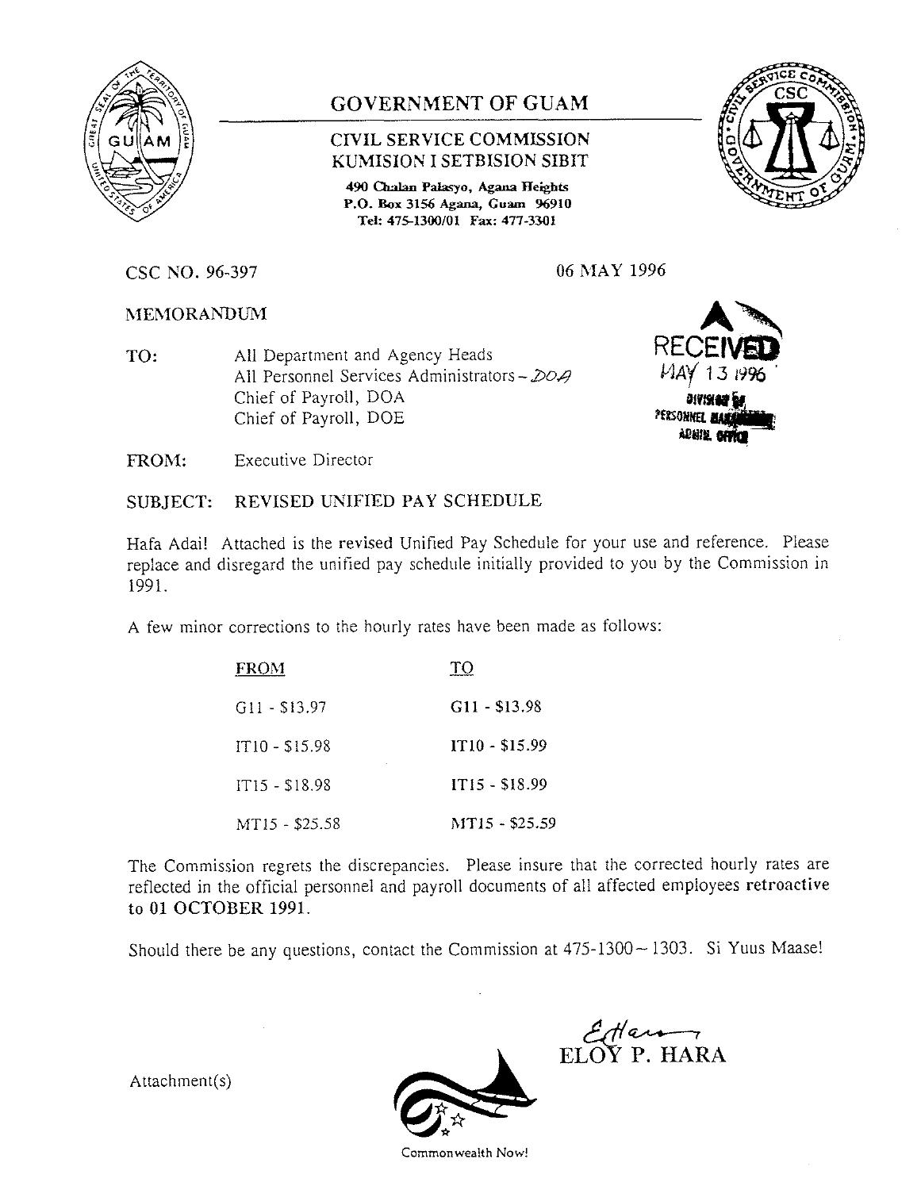# GOVERNMENT OF GUAM

## CIVIL SERVICE COMMISSION
## KUMISION I SETBISION SIBIT

490 Chalan Palasyo, Agana Heights
P.O. Box 3156 Agana, Guam 96910
Tel: 475-1300/01 Fax: 477-3301

CSC NO. 96-397

06 MAY 1996

RECEIVED
MAY 13 1996
DIVISION OF PERSONNEL MANAGEMENT ADMIN. OFFICE

MEMORANDUM

TO: All Department and Agency Heads
All Personnel Services Administrators – DOA
Chief of Payroll, DOA
Chief of Payroll, DOE

FROM: Executive Director

SUBJECT: REVISED UNIFIED PAY SCHEDULE

Hafa Adai! Attached is the revised Unified Pay Schedule for your use and reference. Please replace and disregard the unified pay schedule initially provided to you by the Commission in 1991.

A few minor corrections to the hourly rates have been made as follows:

| FROM | TO |
| --- | --- |
| G11 - $13.97 | G11 - $13.98 |
| IT10 - $15.98 | IT10 - $15.99 |
| IT15 - $18.98 | IT15 - $18.99 |
| MT15 - $25.58 | MT15 - $25.59 |

The Commission regrets the discrepancies. Please insure that the corrected hourly rates are reflected in the official personnel and payroll documents of all affected employees retroactive to 01 OCTOBER 1991.

Should there be any questions, contact the Commission at 475-1300 ~ 1303. Si Yuus Maase!

ELOY P. HARA

Attachment(s)

Commonwealth Now!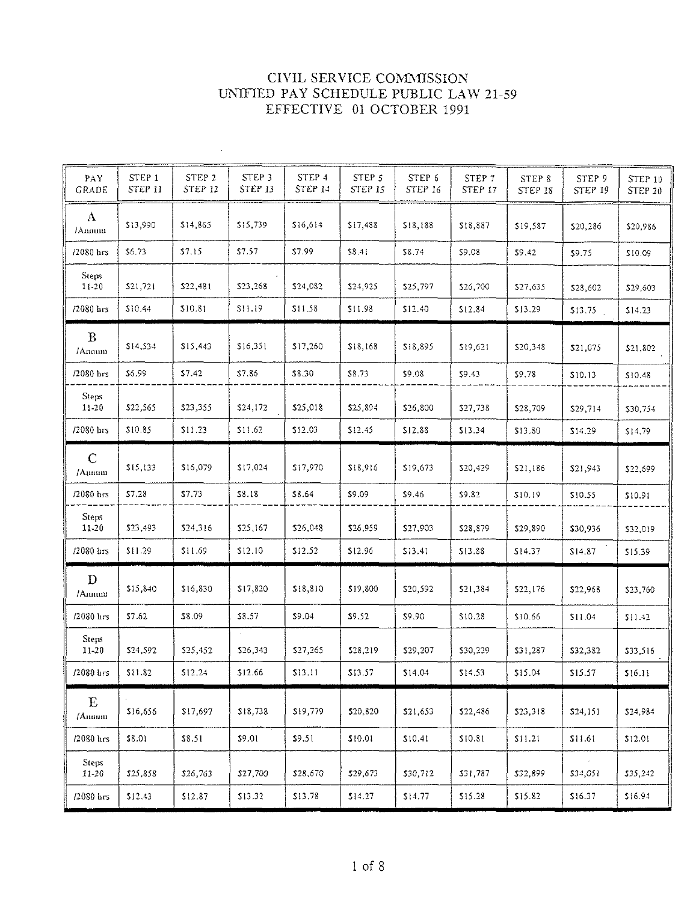# CIVIL SERVICE COMMISSION
# UNIFIED PAY SCHEDULE PUBLIC LAW 21-59
# EFFECTIVE 01 OCTOBER 1991

| PAY GRADE | STEP 1 STEP 11 | STEP 2 STEP 12 | STEP 3 STEP 13 | STEP 4 STEP 14 | STEP 5 STEP 15 | STEP 6 STEP 16 | STEP 7 STEP 17 | STEP 8 STEP 18 | STEP 9 STEP 19 | STEP 10 STEP 20 |
|---|---|---|---|---|---|---|---|---|---|---|
| A /Annum | $13,990 | $14,865 | $15,739 | $16,614 | $17,488 | $18,188 | $18,887 | $19,587 | $20,286 | $20,986 |
| /2080 hrs | $6.73 | $7.15 | $7.57 | $7.99 | $8.41 | $8.74 | $9.08 | $9.42 | $9.75 | $10.09 |
| Steps 11-20 | $21,721 | $22,481 | $23,268 | $24,082 | $24,925 | $25,797 | $26,700 | $27,635 | $28,602 | $29,603 |
| /2080 hrs | $10.44 | $10.81 | $11.19 | $11.58 | $11.98 | $12.40 | $12.84 | $13.29 | $13.75 | $14.23 |
| B /Annum | $14,534 | $15,443 | $16,351 | $17,260 | $18,168 | $18,895 | $19,621 | $20,348 | $21,075 | $21,802 |
| /2080 hrs | $6.99 | $7.42 | $7.86 | $8.30 | $8.73 | $9.08 | $9.43 | $9.78 | $10.13 | $10.48 |
| Steps 11-20 | $22,565 | $23,355 | $24,172 | $25,018 | $25,894 | $26,800 | $27,738 | $28,709 | $29,714 | $30,754 |
| /2080 hrs | $10.85 | $11.23 | $11.62 | $12.03 | $12.45 | $12.88 | $13.34 | $13.80 | $14.29 | $14.79 |
| C /Annum | $15,133 | $16,079 | $17,024 | $17,970 | $18,916 | $19,673 | $20,429 | $21,186 | $21,943 | $22,699 |
| /2080 hrs | $7.28 | $7.73 | $8.18 | $8.64 | $9.09 | $9.46 | $9.82 | $10.19 | $10.55 | $10.91 |
| Steps 11-20 | $23,493 | $24,316 | $25,167 | $26,048 | $26,959 | $27,903 | $28,879 | $29,890 | $30,936 | $32,019 |
| /2080 hrs | $11.29 | $11.69 | $12.10 | $12.52 | $12.96 | $13.41 | $13.88 | $14.37 | $14.87 | $15.39 |
| D /Annum | $15,840 | $16,830 | $17,820 | $18,810 | $19,800 | $20,592 | $21,384 | $22,176 | $22,968 | $23,760 |
| /2080 hrs | $7.62 | $8.09 | $8.57 | $9.04 | $9.52 | $9.90 | $10.28 | $10.66 | $11.04 | $11.42 |
| Steps 11-20 | $24,592 | $25,452 | $26,343 | $27,265 | $28,219 | $29,207 | $30,229 | $31,287 | $32,382 | $33,516 |
| /2080 hrs | $11.82 | $12.24 | $12.66 | $13.11 | $13.57 | $14.04 | $14.53 | $15.04 | $15.57 | $16.11 |
| E /Annum | $16,656 | $17,697 | $18,738 | $19,779 | $20,820 | $21,653 | $22,486 | $23,318 | $24,151 | $24,984 |
| /2080 hrs | $8.01 | $8.51 | $9.01 | $9.51 | $10.01 | $10.41 | $10.81 | $11.21 | $11.61 | $12.01 |
| Steps 11-20 | $25,858 | $26,763 | $27,700 | $28,670 | $29,673 | $30,712 | $31,787 | $32,899 | $34,051 | $35,242 |
| /2080 hrs | $12.43 | $12.87 | $13.32 | $13.78 | $14.27 | $14.77 | $15.28 | $15.82 | $16.37 | $16.94 |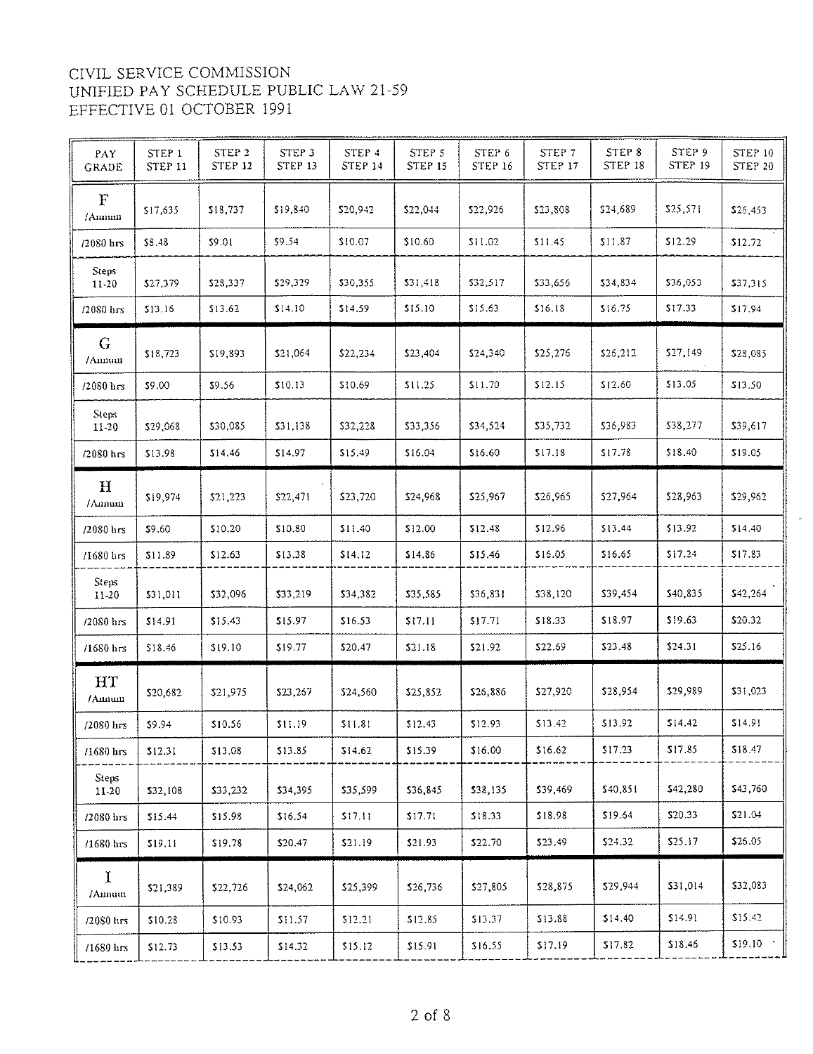CIVIL SERVICE COMMISSION
UNIFIED PAY SCHEDULE PUBLIC LAW 21-59
EFFECTIVE 01 OCTOBER 1991

| PAY GRADE | STEP 1 STEP 11 | STEP 2 STEP 12 | STEP 3 STEP 13 | STEP 4 STEP 14 | STEP 5 STEP 15 | STEP 6 STEP 16 | STEP 7 STEP 17 | STEP 8 STEP 18 | STEP 9 STEP 19 | STEP 10 STEP 20 |
|---|---|---|---|---|---|---|---|---|---|---|
| F /Annum | $17,635 | $18,737 | $19,840 | $20,942 | $22,044 | $22,926 | $23,808 | $24,689 | $25,571 | $26,453 |
| /2080 hrs | $8.48 | $9.01 | $9.54 | $10.07 | $10.60 | $11.02 | $11.45 | $11.87 | $12.29 | $12.72 |
| Steps 11-20 | $27,379 | $28,337 | $29,329 | $30,355 | $31,418 | $32,517 | $33,656 | $34,834 | $36,053 | $37,315 |
| /2080 hrs | $13.16 | $13.62 | $14.10 | $14.59 | $15.10 | $15.63 | $16.18 | $16.75 | $17.33 | $17.94 |
| G /Annum | $18,723 | $19,893 | $21,064 | $22,234 | $23,404 | $24,340 | $25,276 | $26,212 | $27,149 | $28,085 |
| /2080 hrs | $9.00 | $9.56 | $10.13 | $10.69 | $11.25 | $11.70 | $12.15 | $12.60 | $13.05 | $13.50 |
| Steps 11-20 | $29,068 | $30,085 | $31,138 | $32,228 | $33,356 | $34,524 | $35,732 | $36,983 | $38,277 | $39,617 |
| /2080 hrs | $13.98 | $14.46 | $14.97 | $15.49 | $16.04 | $16.60 | $17.18 | $17.78 | $18.40 | $19.05 |
| H /Annum | $19,974 | $21,223 | $22,471 | $23,720 | $24,968 | $25,967 | $26,965 | $27,964 | $28,963 | $29,962 |
| /2080 hrs | $9.60 | $10.20 | $10.80 | $11.40 | $12.00 | $12.48 | $12.96 | $13.44 | $13.92 | $14.40 |
| /1680 hrs | $11.89 | $12.63 | $13.38 | $14.12 | $14.86 | $15.46 | $16.05 | $16.65 | $17.24 | $17.83 |
| Steps 11-20 | $31,011 | $32,096 | $33,219 | $34,382 | $35,585 | $36,831 | $38,120 | $39,454 | $40,835 | $42,264 |
| /2080 hrs | $14.91 | $15.43 | $15.97 | $16.53 | $17.11 | $17.71 | $18.33 | $18.97 | $19.63 | $20.32 |
| /1680 hrs | $18.46 | $19.10 | $19.77 | $20.47 | $21.18 | $21.92 | $22.69 | $23.48 | $24.31 | $25.16 |
| HT /Annum | $20,682 | $21,975 | $23,267 | $24,560 | $25,852 | $26,886 | $27,920 | $28,954 | $29,989 | $31,023 |
| /2080 hrs | $9.94 | $10.56 | $11.19 | $11.81 | $12.43 | $12.93 | $13.42 | $13.92 | $14.42 | $14.91 |
| /1680 hrs | $12.31 | $13.08 | $13.85 | $14.62 | $15.39 | $16.00 | $16.62 | $17.23 | $17.85 | $18.47 |
| Steps 11-20 | $32,108 | $33,232 | $34,395 | $35,599 | $36,845 | $38,135 | $39,469 | $40,851 | $42,280 | $43,760 |
| /2080 hrs | $15.44 | $15.98 | $16.54 | $17.11 | $17.71 | $18.33 | $18.98 | $19.64 | $20.33 | $21.04 |
| /1680 hrs | $19.11 | $19.78 | $20.47 | $21.19 | $21.93 | $22.70 | $23.49 | $24.32 | $25.17 | $26.05 |
| I /Annum | $21,389 | $22,726 | $24,062 | $25,399 | $26,736 | $27,805 | $28,875 | $29,944 | $31,014 | $32,083 |
| /2080 hrs | $10.28 | $10.93 | $11.57 | $12.21 | $12.85 | $13.37 | $13.88 | $14.40 | $14.91 | $15.42 |
| /1680 hrs | $12.73 | $13.53 | $14.32 | $15.12 | $15.91 | $16.55 | $17.19 | $17.82 | $18.46 | $19.10 |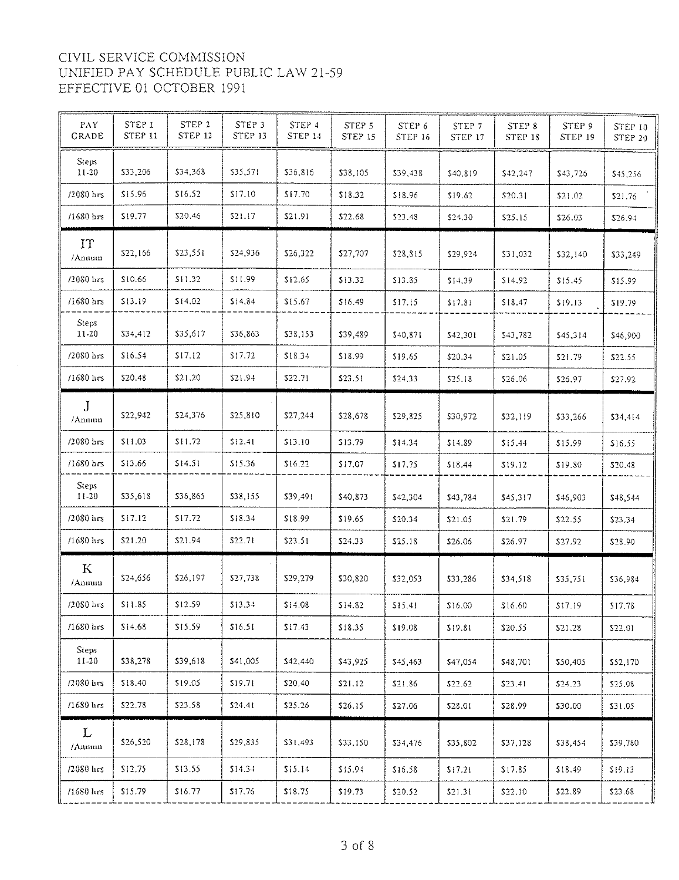CIVIL SERVICE COMMISSION
UNIFIED PAY SCHEDULE PUBLIC LAW 21-59
EFFECTIVE 01 OCTOBER 1991

| PAY GRADE | STEP 1 STEP 11 | STEP 2 STEP 12 | STEP 3 STEP 13 | STEP 4 STEP 14 | STEP 5 STEP 15 | STEP 6 STEP 16 | STEP 7 STEP 17 | STEP 8 STEP 18 | STEP 9 STEP 19 | STEP 10 STEP 20 |
|---|---|---|---|---|---|---|---|---|---|---|
| Steps 11-20 | $33,206 | $34,368 | $35,571 | $36,816 | $38,105 | $39,438 | $40,819 | $42,247 | $43,726 | $45,256 |
| /2080 hrs | $15.96 | $16.52 | $17.10 | $17.70 | $18.32 | $18.96 | $19.62 | $20.31 | $21.02 | $21.76 |
| /1680 hrs | $19.77 | $20.46 | $21.17 | $21.91 | $22.68 | $23.48 | $24.30 | $25.15 | $26.03 | $26.94 |
| IT /Annum | $22,166 | $23,551 | $24,936 | $26,322 | $27,707 | $28,815 | $29,924 | $31,032 | $32,140 | $33,249 |
| /2080 hrs | $10.66 | $11.32 | $11.99 | $12.65 | $13.32 | $13.85 | $14.39 | $14.92 | $15.45 | $15.99 |
| /1680 hrs | $13.19 | $14.02 | $14.84 | $15.67 | $16.49 | $17.15 | $17.81 | $18.47 | $19.13 | $19.79 |
| Steps 11-20 | $34,412 | $35,617 | $36,863 | $38,153 | $39,489 | $40,871 | $42,301 | $43,782 | $45,314 | $46,900 |
| /2080 hrs | $16.54 | $17.12 | $17.72 | $18.34 | $18.99 | $19.65 | $20.34 | $21.05 | $21.79 | $22.55 |
| /1680 hrs | $20.48 | $21.20 | $21.94 | $22.71 | $23.51 | $24.33 | $25.18 | $26.06 | $26.97 | $27.92 |
| J /Annum | $22,942 | $24,376 | $25,810 | $27,244 | $28,678 | $29,825 | $30,972 | $32,119 | $33,266 | $34,414 |
| /2080 hrs | $11.03 | $11.72 | $12.41 | $13.10 | $13.79 | $14.34 | $14.89 | $15.44 | $15.99 | $16.55 |
| /1680 hrs | $13.66 | $14.51 | $15.36 | $16.22 | $17.07 | $17.75 | $18.44 | $19.12 | $19.80 | $20.48 |
| Steps 11-20 | $35,618 | $36,865 | $38,155 | $39,491 | $40,873 | $42,304 | $43,784 | $45,317 | $46,903 | $48,544 |
| /2080 hrs | $17.12 | $17.72 | $18.34 | $18.99 | $19.65 | $20.34 | $21.05 | $21.79 | $22.55 | $23.34 |
| /1680 hrs | $21.20 | $21.94 | $22.71 | $23.51 | $24.33 | $25.18 | $26.06 | $26.97 | $27.92 | $28.90 |
| K /Annum | $24,656 | $26,197 | $27,738 | $29,279 | $30,820 | $32,053 | $33,286 | $34,518 | $35,751 | $36,984 |
| /2080 hrs | $11.85 | $12.59 | $13.34 | $14.08 | $14.82 | $15.41 | $16.00 | $16.60 | $17.19 | $17.78 |
| /1680 hrs | $14.68 | $15.59 | $16.51 | $17.43 | $18.35 | $19.08 | $19.81 | $20.55 | $21.28 | $22.01 |
| Steps 11-20 | $38,278 | $39,618 | $41,005 | $42,440 | $43,925 | $45,463 | $47,054 | $48,701 | $50,405 | $52,170 |
| /2080 hrs | $18.40 | $19.05 | $19.71 | $20.40 | $21.12 | $21.86 | $22.62 | $23.41 | $24.23 | $25.08 |
| /1680 hrs | $22.78 | $23.58 | $24.41 | $25.26 | $26.15 | $27.06 | $28.01 | $28.99 | $30.00 | $31.05 |
| L /Annum | $26,520 | $28,178 | $29,835 | $31,493 | $33,150 | $34,476 | $35,802 | $37,128 | $38,454 | $39,780 |
| /2080 hrs | $12.75 | $13.55 | $14.34 | $15.14 | $15.94 | $16.58 | $17.21 | $17.85 | $18.49 | $19.13 |
| /1680 hrs | $15.79 | $16.77 | $17.76 | $18.75 | $19.73 | $20.52 | $21.31 | $22.10 | $22.89 | $23.68 |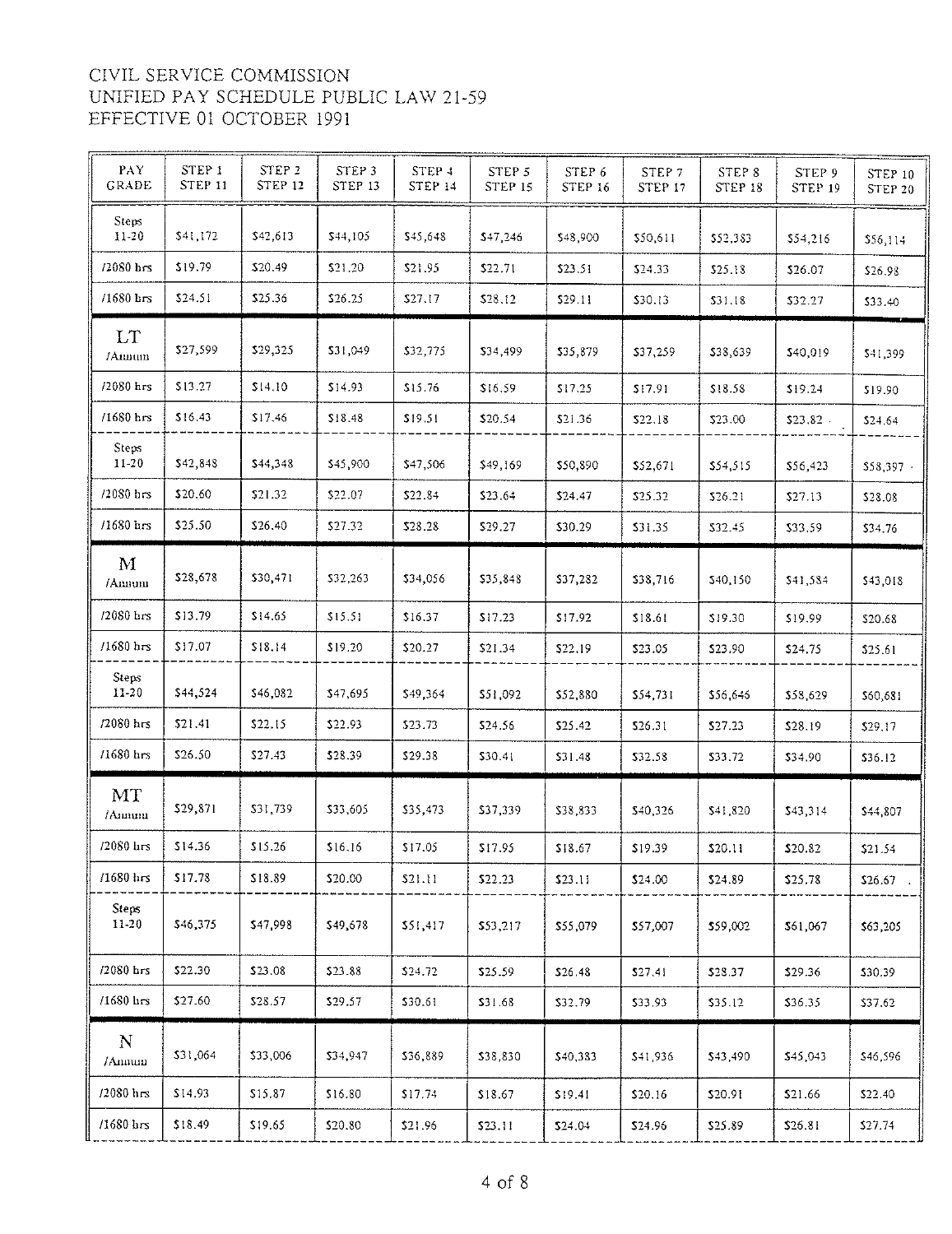CIVIL SERVICE COMMISSION
UNIFIED PAY SCHEDULE PUBLIC LAW 21-59
EFFECTIVE 01 OCTOBER 1991

| PAY GRADE | STEP 1 STEP 11 | STEP 2 STEP 12 | STEP 3 STEP 13 | STEP 4 STEP 14 | STEP 5 STEP 15 | STEP 6 STEP 16 | STEP 7 STEP 17 | STEP 8 STEP 18 | STEP 9 STEP 19 | STEP 10 STEP 20 |
|---|---|---|---|---|---|---|---|---|---|---|
| Steps 11-20 | $41,172 | $42,613 | $44,105 | $45,648 | $47,246 | $48,900 | $50,611 | $52,383 | $54,216 | $56,114 |
| /2080 hrs | $19.79 | $20.49 | $21.20 | $21.95 | $22.71 | $23.51 | $24.33 | $25.18 | $26.07 | $26.98 |
| /1680 hrs | $24.51 | $25.36 | $26.25 | $27.17 | $28.12 | $29.11 | $30.13 | $31.18 | $32.27 | $33.40 |
| LT /Annum | $27,599 | $29,325 | $31,049 | $32,775 | $34,499 | $35,879 | $37,259 | $38,639 | $40,019 | $41,399 |
| /2080 hrs | $13.27 | $14.10 | $14.93 | $15.76 | $16.59 | $17.25 | $17.91 | $18.58 | $19.24 | $19.90 |
| /1680 hrs | $16.43 | $17.46 | $18.48 | $19.51 | $20.54 | $21.36 | $22.18 | $23.00 | $23.82 | $24.64 |
| Steps 11-20 | $42,848 | $44,348 | $45,900 | $47,506 | $49,169 | $50,890 | $52,671 | $54,515 | $56,423 | $58,397 |
| /2080 hrs | $20.60 | $21.32 | $22.07 | $22.84 | $23.64 | $24.47 | $25.32 | $26.21 | $27.13 | $28.08 |
| /1680 hrs | $25.50 | $26.40 | $27.32 | $28.28 | $29.27 | $30.29 | $31.35 | $32.45 | $33.59 | $34.76 |
| M /Annum | $28,678 | $30,471 | $32,263 | $34,056 | $35,848 | $37,282 | $38,716 | $40,150 | $41,584 | $43,018 |
| /2080 hrs | $13.79 | $14.65 | $15.51 | $16.37 | $17.23 | $17.92 | $18.61 | $19.30 | $19.99 | $20.68 |
| /1680 hrs | $17.07 | $18.14 | $19.20 | $20.27 | $21.34 | $22.19 | $23.05 | $23.90 | $24.75 | $25.61 |
| Steps 11-20 | $44,524 | $46,082 | $47,695 | $49,364 | $51,092 | $52,880 | $54,731 | $56,646 | $58,629 | $60,681 |
| /2080 hrs | $21.41 | $22.15 | $22.93 | $23.73 | $24.56 | $25.42 | $26.31 | $27.23 | $28.19 | $29.17 |
| /1680 hrs | $26.50 | $27.43 | $28.39 | $29.38 | $30.41 | $31.48 | $32.58 | $33.72 | $34.90 | $36.12 |
| MT /Annum | $29,871 | $31,739 | $33,605 | $35,473 | $37,339 | $38,833 | $40,326 | $41,820 | $43,314 | $44,807 |
| /2080 hrs | $14.36 | $15.26 | $16.16 | $17.05 | $17.95 | $18.67 | $19.39 | $20.11 | $20.82 | $21.54 |
| /1680 hrs | $17.78 | $18.89 | $20.00 | $21.11 | $22.23 | $23.11 | $24.00 | $24.89 | $25.78 | $26.67 |
| Steps 11-20 | $46,375 | $47,998 | $49,678 | $51,417 | $53,217 | $55,079 | $57,007 | $59,002 | $61,067 | $63,205 |
| /2080 hrs | $22.30 | $23.08 | $23.88 | $24.72 | $25.59 | $26.48 | $27.41 | $28.37 | $29.36 | $30.39 |
| /1680 hrs | $27.60 | $28.57 | $29.57 | $30.61 | $31.68 | $32.79 | $33.93 | $35.12 | $36.35 | $37.62 |
| N /Annum | $31,064 | $33,006 | $34,947 | $36,889 | $38,830 | $40,383 | $41,936 | $43,490 | $45,043 | $46,596 |
| /2080 hrs | $14.93 | $15.87 | $16.80 | $17.74 | $18.67 | $19.41 | $20.16 | $20.91 | $21.66 | $22.40 |
| /1680 hrs | $18.49 | $19.65 | $20.80 | $21.96 | $23.11 | $24.04 | $24.96 | $25.89 | $26.81 | $27.74 |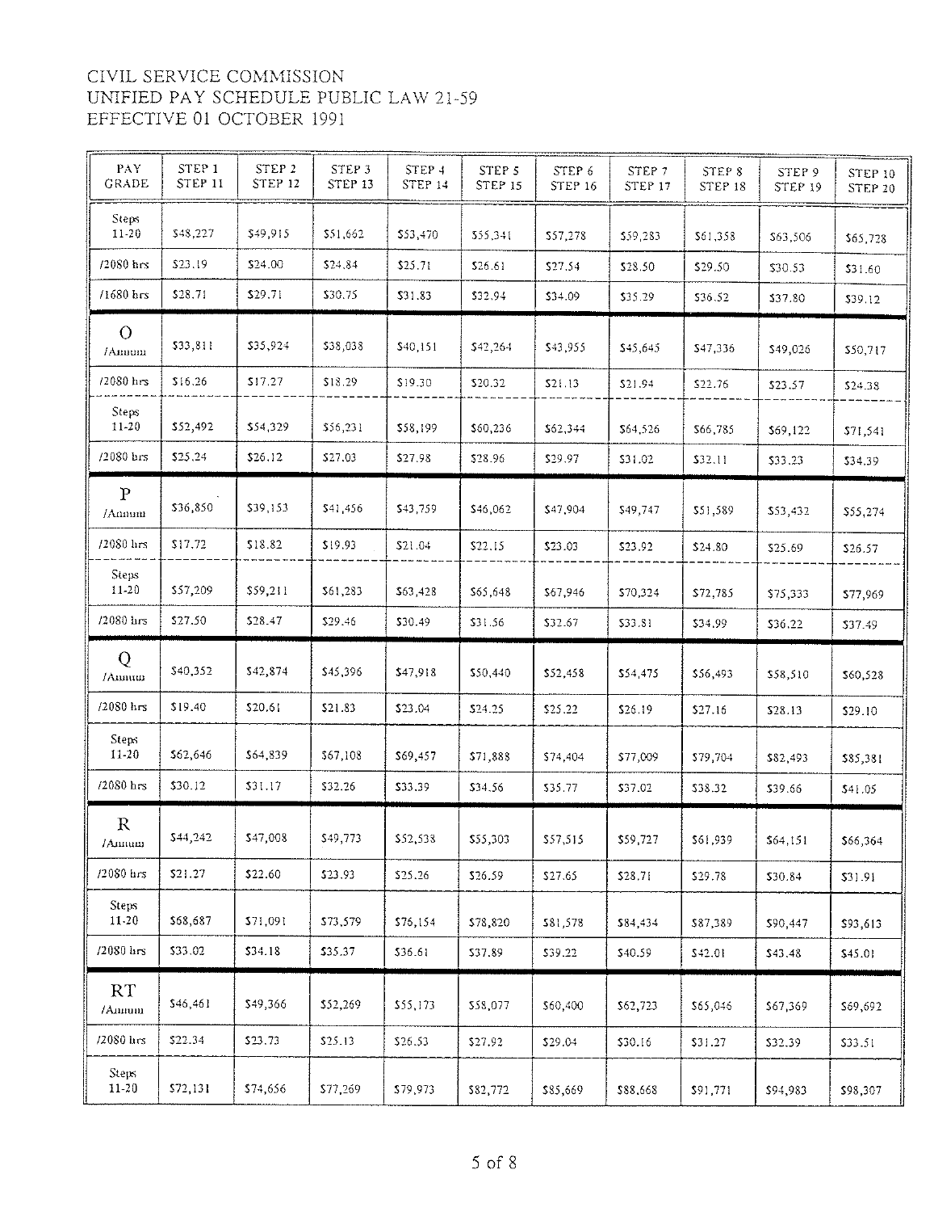CIVIL SERVICE COMMISSION
UNIFIED PAY SCHEDULE PUBLIC LAW 21-59
EFFECTIVE 01 OCTOBER 1991

| PAY GRADE | STEP 1 STEP 11 | STEP 2 STEP 12 | STEP 3 STEP 13 | STEP 4 STEP 14 | STEP 5 STEP 15 | STEP 6 STEP 16 | STEP 7 STEP 17 | STEP 8 STEP 18 | STEP 9 STEP 19 | STEP 10 STEP 20 |
|---|---|---|---|---|---|---|---|---|---|---|
| Steps 11-20 | $48,227 | $49,915 | $51,662 | $53,470 | $55,341 | $57,278 | $59,283 | $61,358 | $63,506 | $65,728 |
| /2080 hrs | $23.19 | $24.00 | $24.84 | $25.71 | $26.61 | $27.54 | $28.50 | $29.50 | $30.53 | $31.60 |
| /1680 hrs | $28.71 | $29.71 | $30.75 | $31.83 | $32.94 | $34.09 | $35.29 | $36.52 | $37.80 | $39.12 |
| O /Annum | $33,811 | $35,924 | $38,038 | $40,151 | $42,264 | $43,955 | $45,645 | $47,336 | $49,026 | $50,717 |
| /2080 hrs | $16.26 | $17.27 | $18.29 | $19.30 | $20.32 | $21.13 | $21.94 | $22.76 | $23.57 | $24.38 |
| Steps 11-20 | $52,492 | $54,329 | $56,231 | $58,199 | $60,236 | $62,344 | $64,526 | $66,785 | $69,122 | $71,541 |
| /2080 hrs | $25.24 | $26.12 | $27.03 | $27.98 | $28.96 | $29.97 | $31.02 | $32.11 | $33.23 | $34.39 |
| P /Annum | $36,850 | $39,153 | $41,456 | $43,759 | $46,062 | $47,904 | $49,747 | $51,589 | $53,432 | $55,274 |
| /2080 hrs | $17.72 | $18.82 | $19.93 | $21.04 | $22.15 | $23.03 | $23.92 | $24.80 | $25.69 | $26.57 |
| Steps 11-20 | $57,209 | $59,211 | $61,283 | $63,428 | $65,648 | $67,946 | $70,324 | $72,785 | $75,333 | $77,969 |
| /2080 hrs | $27.50 | $28.47 | $29.46 | $30.49 | $31.56 | $32.67 | $33.81 | $34.99 | $36.22 | $37.49 |
| Q /Annum | $40,352 | $42,874 | $45,396 | $47,918 | $50,440 | $52,458 | $54,475 | $56,493 | $58,510 | $60,528 |
| /2080 hrs | $19.40 | $20.61 | $21.83 | $23.04 | $24.25 | $25.22 | $26.19 | $27.16 | $28.13 | $29.10 |
| Steps 11-20 | $62,646 | $64,839 | $67,108 | $69,457 | $71,888 | $74,404 | $77,009 | $79,704 | $82,493 | $85,381 |
| /2080 hrs | $30.12 | $31.17 | $32.26 | $33.39 | $34.56 | $35.77 | $37.02 | $38.32 | $39.66 | $41.05 |
| R /Annum | $44,242 | $47,008 | $49,773 | $52,538 | $55,303 | $57,515 | $59,727 | $61,939 | $64,151 | $66,364 |
| /2080 hrs | $21.27 | $22.60 | $23.93 | $25.26 | $26.59 | $27.65 | $28.71 | $29.78 | $30.84 | $31.91 |
| Steps 11-20 | $68,687 | $71,091 | $73,579 | $76,154 | $78,820 | $81,578 | $84,434 | $87,389 | $90,447 | $93,613 |
| /2080 hrs | $33.02 | $34.18 | $35.37 | $36.61 | $37.89 | $39.22 | $40.59 | $42.01 | $43.48 | $45.01 |
| RT /Annum | $46,461 | $49,366 | $52,269 | $55,173 | $58,077 | $60,400 | $62,723 | $65,046 | $67,369 | $69,692 |
| /2080 hrs | $22.34 | $23.73 | $25.13 | $26.53 | $27.92 | $29.04 | $30.16 | $31.27 | $32.39 | $33.51 |
| Steps 11-20 | $72,131 | $74,656 | $77,269 | $79,973 | $82,772 | $85,669 | $88,668 | $91,771 | $94,983 | $98,307 |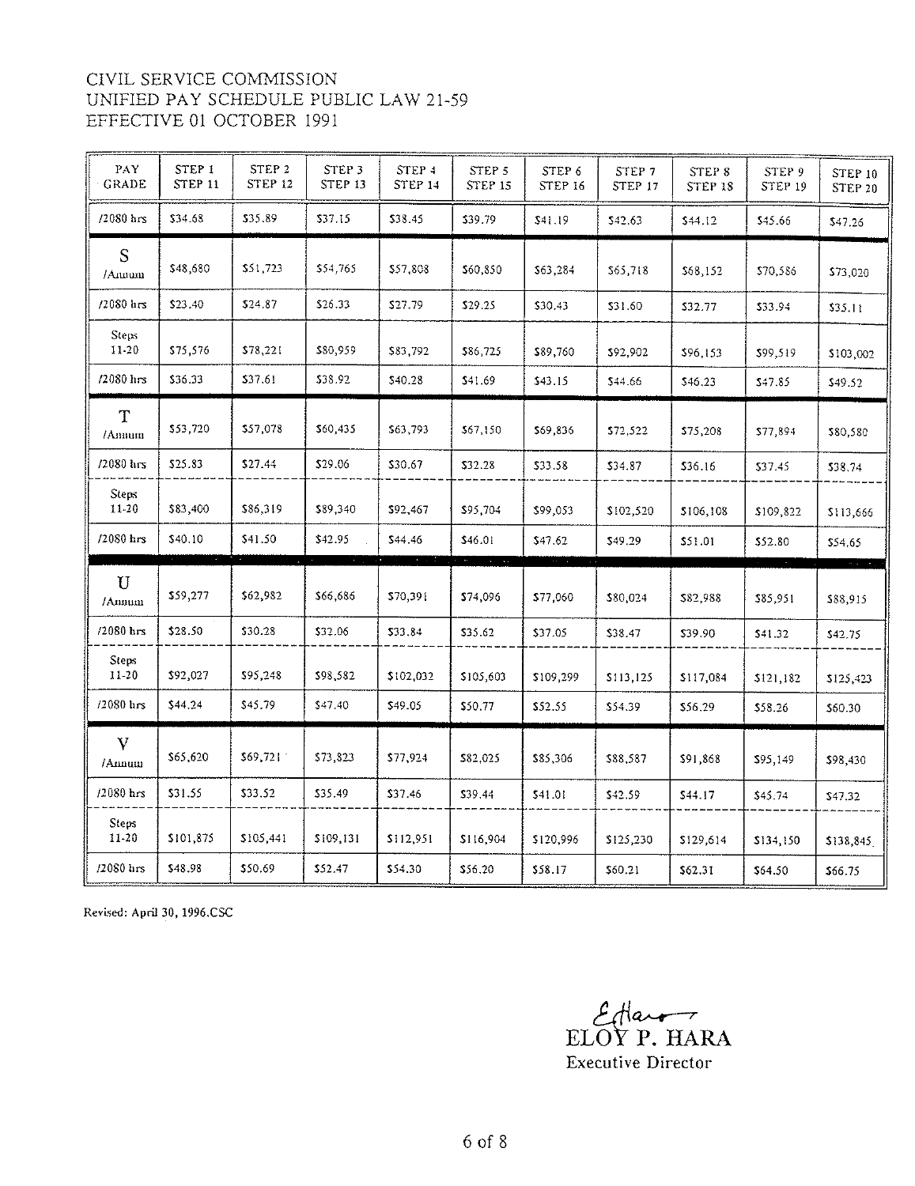CIVIL SERVICE COMMISSION
UNIFIED PAY SCHEDULE PUBLIC LAW 21-59
EFFECTIVE 01 OCTOBER 1991

| PAY GRADE | STEP 1 STEP 11 | STEP 2 STEP 12 | STEP 3 STEP 13 | STEP 4 STEP 14 | STEP 5 STEP 15 | STEP 6 STEP 16 | STEP 7 STEP 17 | STEP 8 STEP 18 | STEP 9 STEP 19 | STEP 10 STEP 20 |
|---|---|---|---|---|---|---|---|---|---|---|
| /2080 hrs | $34.68 | $35.89 | $37.15 | $38.45 | $39.79 | $41.19 | $42.63 | $44.12 | $45.66 | $47.26 |
| S /Annum | $48,680 | $51,723 | $54,765 | $57,808 | $60,850 | $63,284 | $65,718 | $68,152 | $70,586 | $73,020 |
| /2080 hrs | $23.40 | $24.87 | $26.33 | $27.79 | $29.25 | $30.43 | $31.60 | $32.77 | $33.94 | $35.11 |
| Steps 11-20 | $75,576 | $78,221 | $80,959 | $83,792 | $86,725 | $89,760 | $92,902 | $96,153 | $99,519 | $103,002 |
| /2080 hrs | $36.33 | $37.61 | $38.92 | $40.28 | $41.69 | $43.15 | $44.66 | $46.23 | $47.85 | $49.52 |
| T /Annum | $53,720 | $57,078 | $60,435 | $63,793 | $67,150 | $69,836 | $72,522 | $75,208 | $77,894 | $80,580 |
| /2080 hrs | $25.83 | $27.44 | $29.06 | $30.67 | $32.28 | $33.58 | $34.87 | $36.16 | $37.45 | $38.74 |
| Steps 11-20 | $83,400 | $86,319 | $89,340 | $92,467 | $95,704 | $99,053 | $102,520 | $106,108 | $109,822 | $113,666 |
| /2080 hrs | $40.10 | $41.50 | $42.95 | $44.46 | $46.01 | $47.62 | $49.29 | $51.01 | $52.80 | $54.65 |
| U /Annum | $59,277 | $62,982 | $66,686 | $70,391 | $74,096 | $77,060 | $80,024 | $82,988 | $85,951 | $88,915 |
| /2080 hrs | $28.50 | $30.28 | $32.06 | $33.84 | $35.62 | $37.05 | $38.47 | $39.90 | $41.32 | $42.75 |
| Steps 11-20 | $92,027 | $95,248 | $98,582 | $102,032 | $105,603 | $109,299 | $113,125 | $117,084 | $121,182 | $125,423 |
| /2080 hrs | $44.24 | $45.79 | $47.40 | $49.05 | $50.77 | $52.55 | $54.39 | $56.29 | $58.26 | $60.30 |
| V /Annum | $65,620 | $69,721 | $73,823 | $77,924 | $82,025 | $85,306 | $88,587 | $91,868 | $95,149 | $98,430 |
| /2080 hrs | $31.55 | $33.52 | $35.49 | $37.46 | $39.44 | $41.01 | $42.59 | $44.17 | $45.74 | $47.32 |
| Steps 11-20 | $101,875 | $105,441 | $109,131 | $112,951 | $116,904 | $120,996 | $125,230 | $129,614 | $134,150 | $138,845 |
| /2080 hrs | $48.98 | $50.69 | $52.47 | $54.30 | $56.20 | $58.17 | $60.21 | $62.31 | $64.50 | $66.75 |

Revised: April 30, 1996.CSC

ELOY P. HARA
Executive Director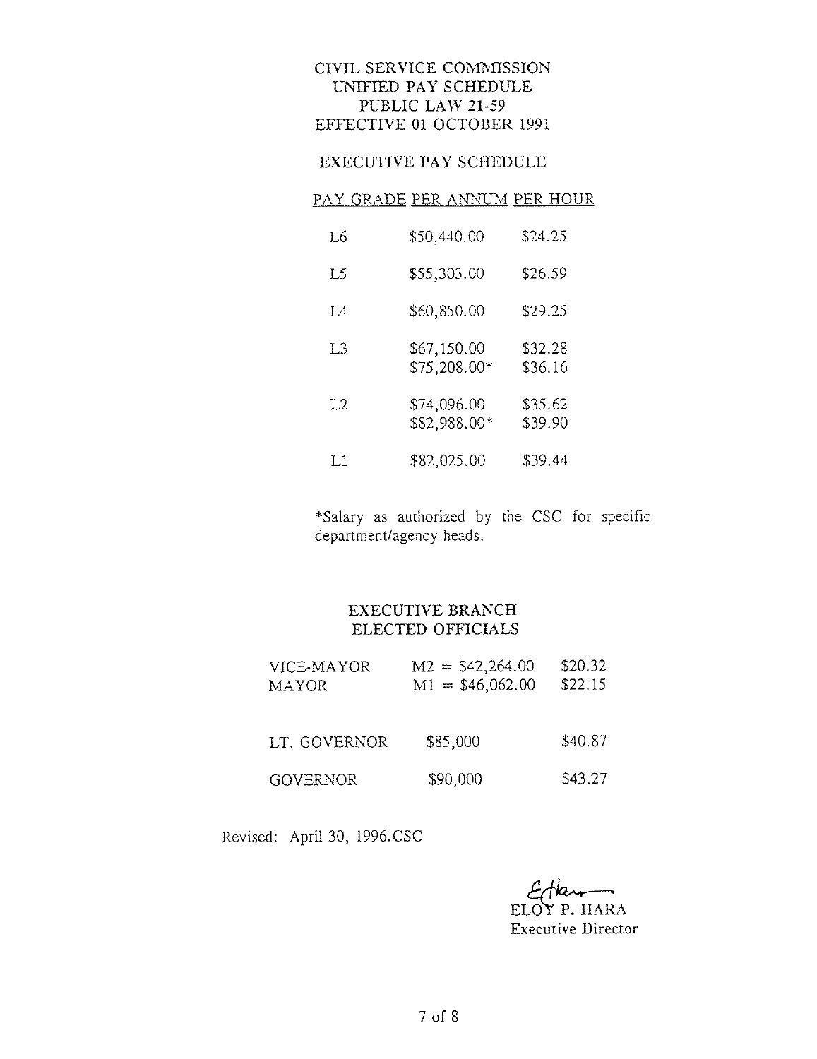# CIVIL SERVICE COMMISSION
## UNIFIED PAY SCHEDULE
## PUBLIC LAW 21-59
## EFFECTIVE 01 OCTOBER 1991

### EXECUTIVE PAY SCHEDULE

| PAY GRADE | PER ANNUM | PER HOUR |
|---|---|---|
| L6 | $50,440.00 | $24.25 |
| L5 | $55,303.00 | $26.59 |
| L4 | $60,850.00 | $29.25 |
| L3 | $67,150.00 | $32.28 |
| | $75,208.00* | $36.16 |
| L2 | $74,096.00 | $35.62 |
| | $82,988.00* | $39.90 |
| L1 | $82,025.00 | $39.44 |

*Salary as authorized by the CSC for specific department/agency heads.

### EXECUTIVE BRANCH ELECTED OFFICIALS

| | | |
|---|---|---|
| VICE-MAYOR | M2 = $42,264.00 | $20.32 |
| MAYOR | M1 = $46,062.00 | $22.15 |
| LT. GOVERNOR | $85,000 | $40.87 |
| GOVERNOR | $90,000 | $43.27 |

Revised: April 30, 1996.CSC

ELOY P. HARA
Executive Director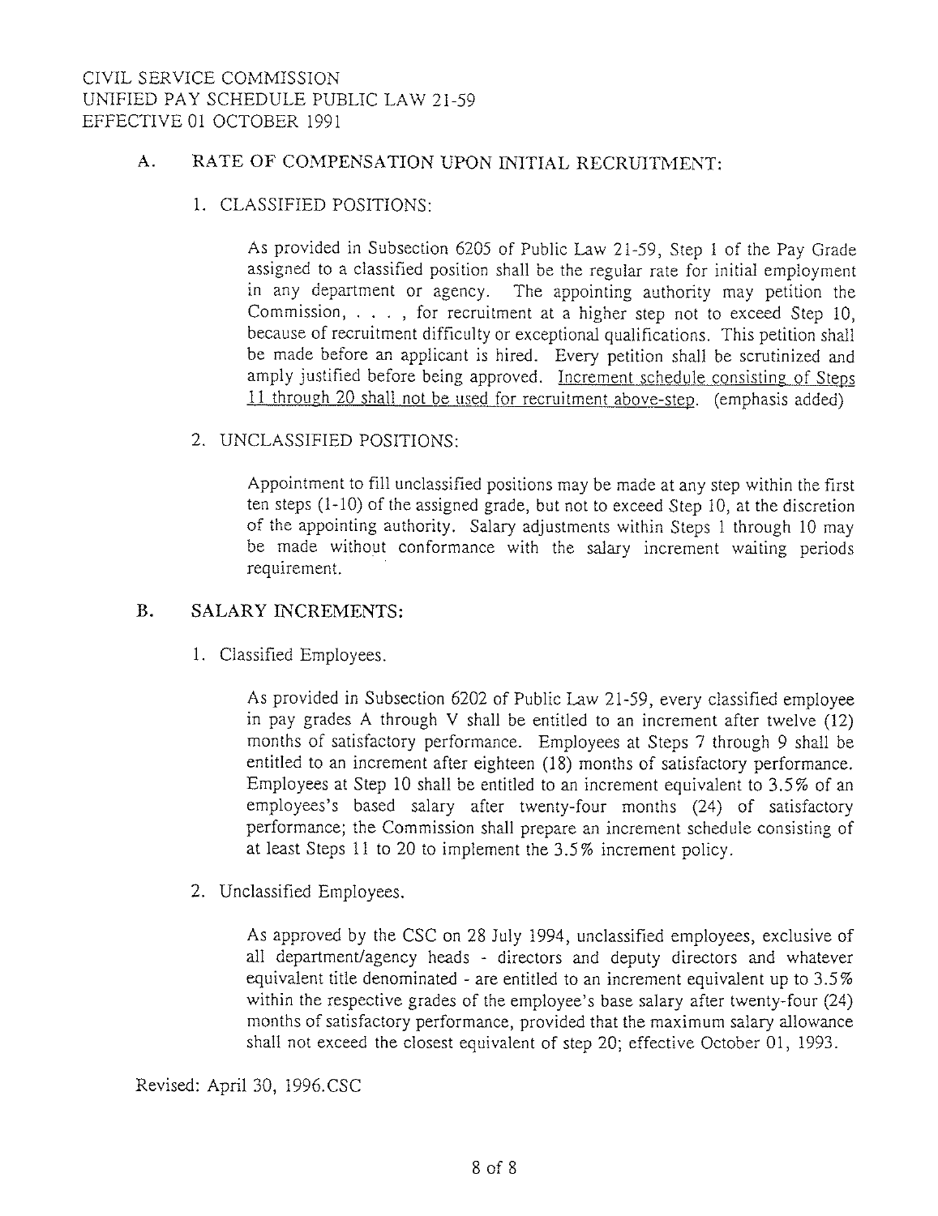CIVIL SERVICE COMMISSION
UNIFIED PAY SCHEDULE PUBLIC LAW 21-59
EFFECTIVE 01 OCTOBER 1991

## A. RATE OF COMPENSATION UPON INITIAL RECRUITMENT:

### 1. CLASSIFIED POSITIONS:

As provided in Subsection 6205 of Public Law 21-59, Step 1 of the Pay Grade assigned to a classified position shall be the regular rate for initial employment in any department or agency. The appointing authority may petition the Commission, . . . , for recruitment at a higher step not to exceed Step 10, because of recruitment difficulty or exceptional qualifications. This petition shall be made before an applicant is hired. Every petition shall be scrutinized and amply justified before being approved. <u>Increment schedule consisting of Steps 11 through 20 shall not be used for recruitment above-step</u>. (emphasis added)

### 2. UNCLASSIFIED POSITIONS:

Appointment to fill unclassified positions may be made at any step within the first ten steps (1-10) of the assigned grade, but not to exceed Step 10, at the discretion of the appointing authority. Salary adjustments within Steps 1 through 10 may be made without conformance with the salary increment waiting periods requirement.

## B. SALARY INCREMENTS:

### 1. Classified Employees.

As provided in Subsection 6202 of Public Law 21-59, every classified employee in pay grades A through V shall be entitled to an increment after twelve (12) months of satisfactory performance. Employees at Steps 7 through 9 shall be entitled to an increment after eighteen (18) months of satisfactory performance. Employees at Step 10 shall be entitled to an increment equivalent to 3.5% of an employees's based salary after twenty-four months (24) of satisfactory performance; the Commission shall prepare an increment schedule consisting of at least Steps 11 to 20 to implement the 3.5% increment policy.

### 2. Unclassified Employees.

As approved by the CSC on 28 July 1994, unclassified employees, exclusive of all department/agency heads - directors and deputy directors and whatever equivalent title denominated - are entitled to an increment equivalent up to 3.5% within the respective grades of the employee's base salary after twenty-four (24) months of satisfactory performance, provided that the maximum salary allowance shall not exceed the closest equivalent of step 20; effective October 01, 1993.

Revised: April 30, 1996.CSC